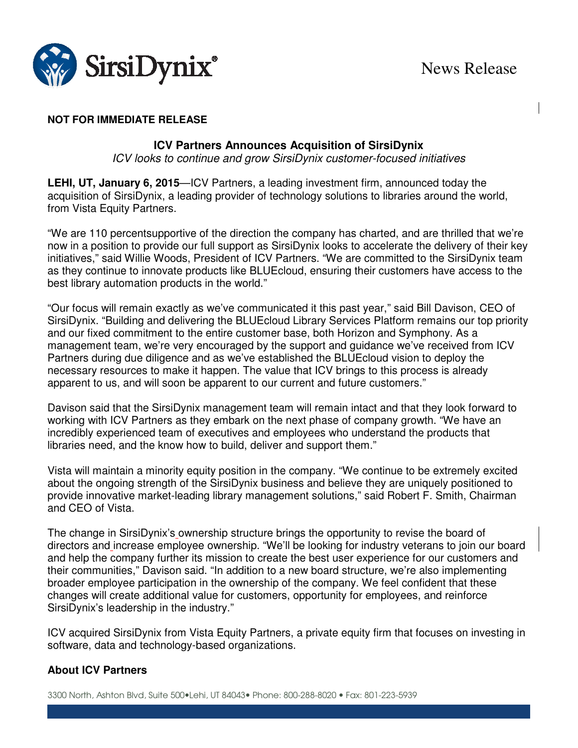News Release

**NOT FOR IMMEDIATE RELEASE**

**ICV Partners Announces Acquisition of SirsiDynix**

*ICV looks to continue and grow SirsiDynix customer-focused initiatives*

**LEHI, UT, January 6, 2015**—ICV Partners, a leading investment firm, announced today the acquisition of SirsiDynix, a leading provider of technology solutions to libraries around the world, from Vista Equity Partners.

"We are 110 percentsupportive of the direction the company has charted, and are thrilled that we're now in a position to provide our full support as SirsiDynix looks to accelerate the delivery of their key initiatives," said Willie Woods, President of ICV Partners. "We are committed to the SirsiDynix team as they continue to innovate products like BLUEcloud, ensuring their customers have access to the best library automation products in the world."

"Our focus will remain exactly as we've communicated it this past year," said Bill Davison, CEO of SirsiDynix. "Building and delivering the BLUEcloud Library Services Platform remains our top priority and our fixed commitment to the entire customer base, both Horizon and Symphony. As a management team, we're very encouraged by the support and guidance we've received from ICV Partners during due diligence and as we've established the BLUEcloud vision to deploy the necessary resources to make it happen. The value that ICV brings to this process is already apparent to us, and will soon be apparent to our current and future customers."

Davison said that the SirsiDynix management team will remain intact and that they look forward to working with ICV Partners as they embark on the next phase of company growth. "We have an incredibly experienced team of executives and employees who understand the products that libraries need, and the know how to build, deliver and support them."

Vista will maintain a minority equity position in the company. "We continue to be extremely excited about the ongoing strength of the SirsiDynix business and believe they are uniquely positioned to provide innovative market-leading library management solutions," said Robert F. Smith, Chairman and CEO of Vista.

The change in SirsiDynix's ownership structure brings the opportunity to revise the board of directors and increase employee ownership. "We'll be looking for industry veterans to join our board and help the company further its mission to create the best user experience for our customers and their communities," Davison said. "In addition to a new board structure, we're also implementing broader employee participation in the ownership of the company. We feel confident that these changes will create additional value for customers, opportunity for employees, and reinforce SirsiDynix's leadership in the industry."

ICV acquired SirsiDynix from Vista Equity Partners, a private equity firm that focuses on investing in software, data and technology-based organizations.

**About ICV Partners**

3300 North, Ashton Blvd, Suite 500•Lehi, UT 84043• Phone: 800-288-8020 • Fax: 801-223-5939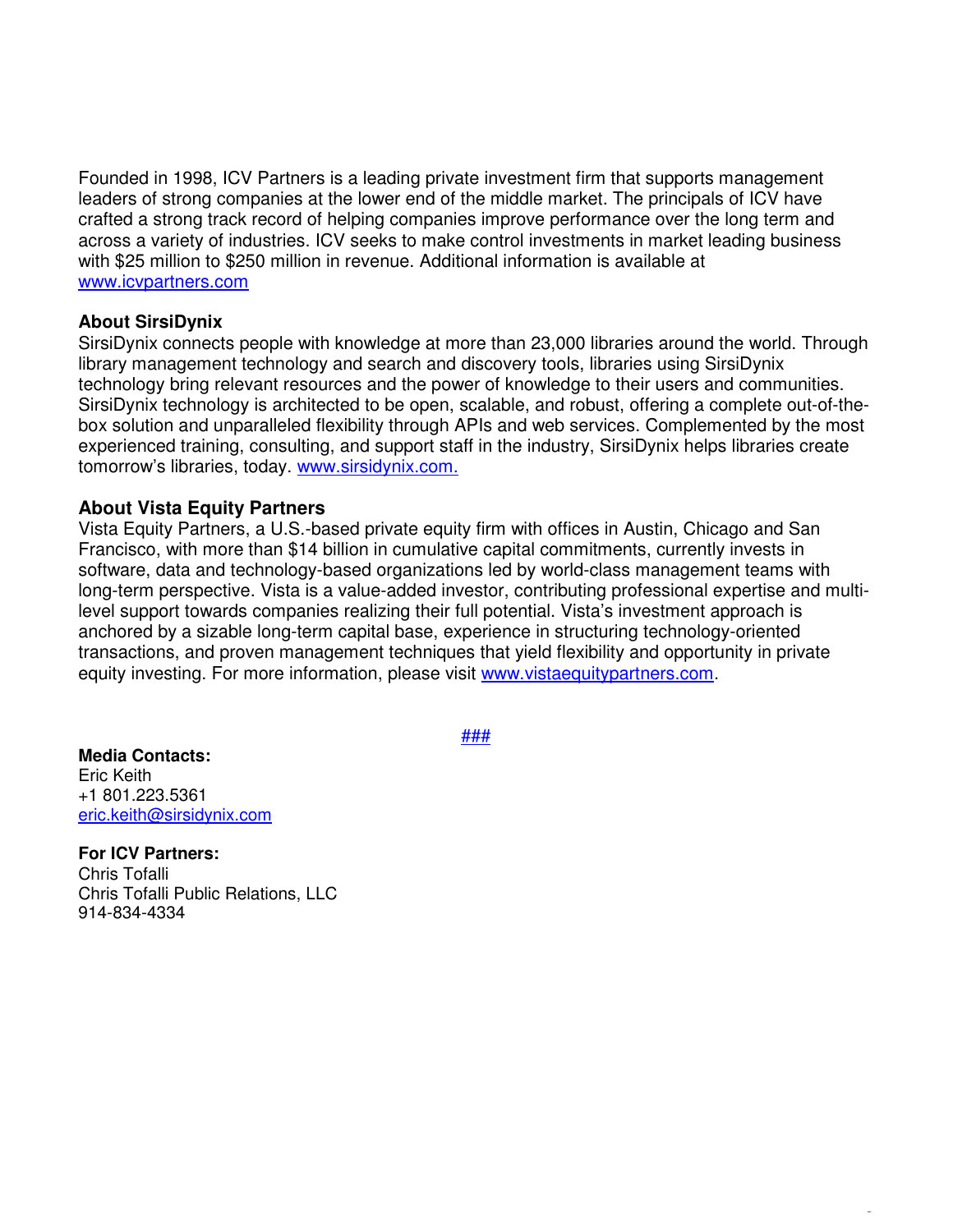Founded in 1998, ICV Partners is a leading private investment firm that supports management leaders of strong companies at the lower end of the middle market. The principals of ICV have crafted a strong track record of helping companies improve performance over the long term and across a variety of industries. ICV seeks to make control investments in market leading business with $25 million to $250 million in revenue. Additional information is available at www.icvpartners.com

**About SirsiDynix**
SirsiDynix connects people with knowledge at more than 23,000 libraries around the world. Through library management technology and search and discovery tools, libraries using SirsiDynix technology bring relevant resources and the power of knowledge to their users and communities. SirsiDynix technology is architected to be open, scalable, and robust, offering a complete out-of-the-box solution and unparalleled flexibility through APIs and web services. Complemented by the most experienced training, consulting, and support staff in the industry, SirsiDynix helps libraries create tomorrow's libraries, today. www.sirsidynix.com.

**About Vista Equity Partners**
Vista Equity Partners, a U.S.-based private equity firm with offices in Austin, Chicago and San Francisco, with more than $14 billion in cumulative capital commitments, currently invests in software, data and technology-based organizations led by world-class management teams with long-term perspective. Vista is a value-added investor, contributing professional expertise and multi-level support towards companies realizing their full potential. Vista's investment approach is anchored by a sizable long-term capital base, experience in structuring technology-oriented transactions, and proven management techniques that yield flexibility and opportunity in private equity investing. For more information, please visit www.vistaequitypartners.com.

###

**Media Contacts:**
Eric Keith
+1 801.223.5361
eric.keith@sirsidynix.com

**For ICV Partners:**
Chris Tofalli
Chris Tofalli Public Relations, LLC
914-834-4334